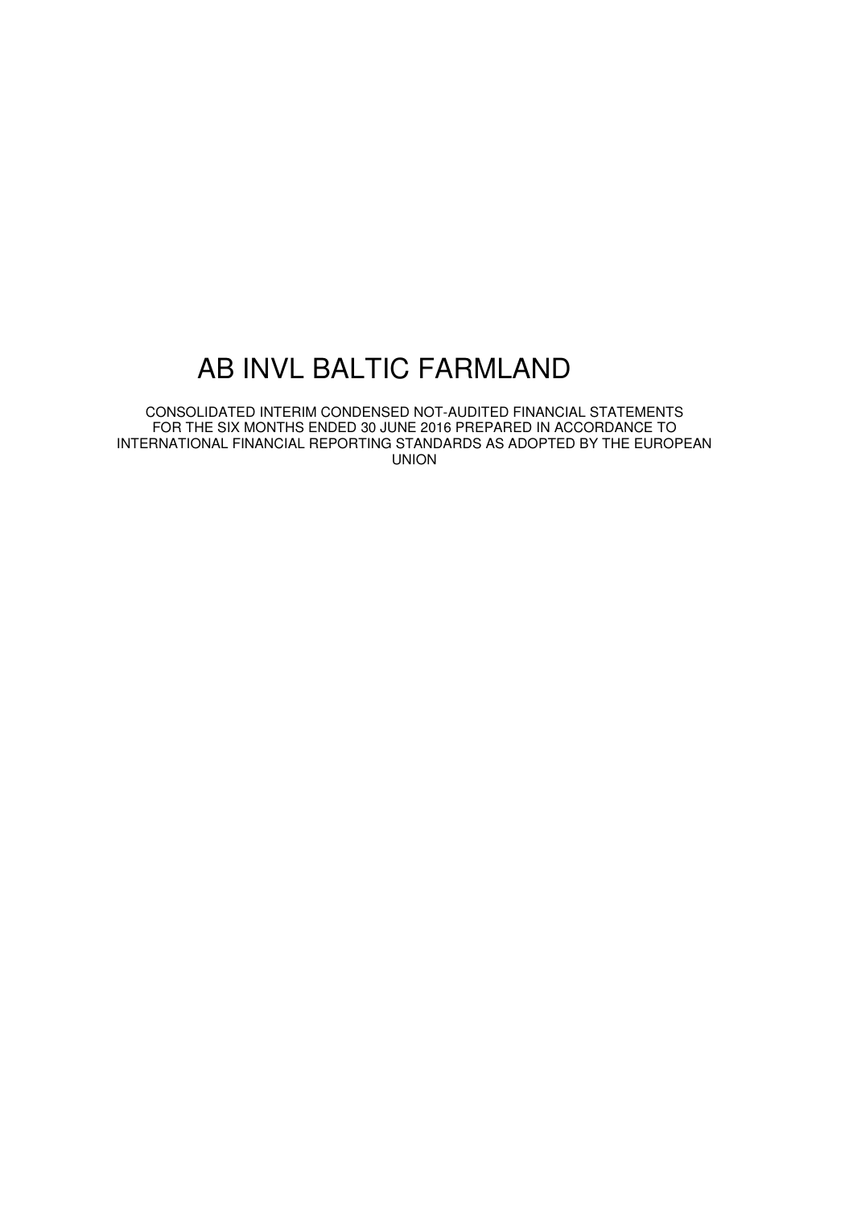# AB INVL BALTIC FARMLAND

CONSOLIDATED INTERIM CONDENSED NOT-AUDITED FINANCIAL STATEMENTS FOR THE SIX MONTHS ENDED 30 JUNE 2016 PREPARED IN ACCORDANCE TO INTERNATIONAL FINANCIAL REPORTING STANDARDS AS ADOPTED BY THE EUROPEAN UNION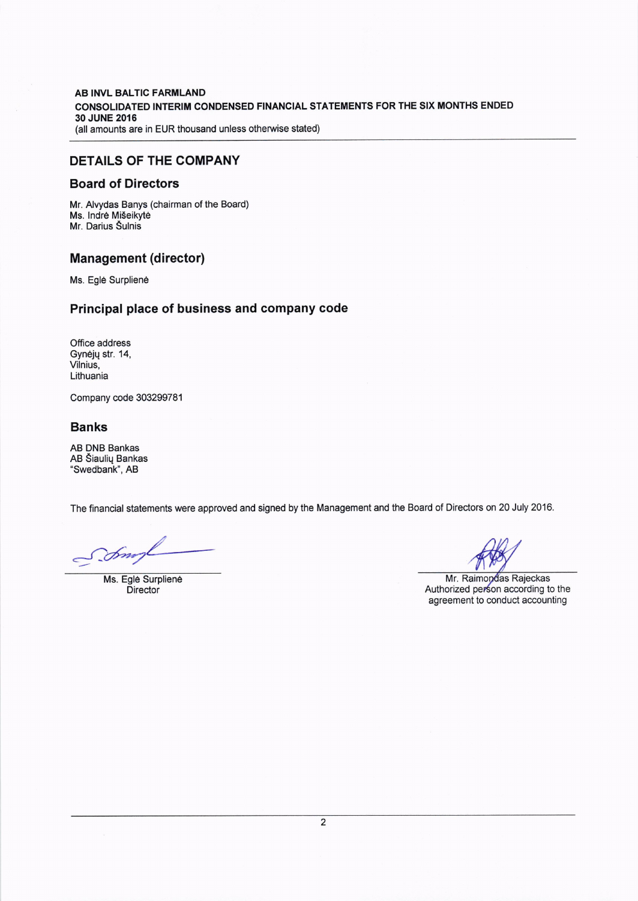AB INVL BALTIC FARMLAND
CONSOLIDATED INTERIM CONDENSED FINANCIAL STATEMENTS FOR THE SIX MONTHS ENDED 30 JUNE 2016
(all amounts are in EUR thousand unless otherwise stated)

## DETAILS OF THE COMPANY

### Board of Directors

Mr. Alvydas Banys (chairman of the Board)
Ms. Indrė Mišeikytė
Mr. Darius Šulnis

### Management (director)

Ms. Eglė Surplienė

### Principal place of business and company code

Office address
Gynėjų str. 14,
Vilnius,
Lithuania

Company code 303299781

### Banks

AB DNB Bankas
AB Šiaulių Bankas
"Swedbank", AB

The financial statements were approved and signed by the Management and the Board of Directors on 20 July 2016.

Ms. Eglė Surplienė
Director

Mr. Raimondas Rajeckas
Authorized person according to the agreement to conduct accounting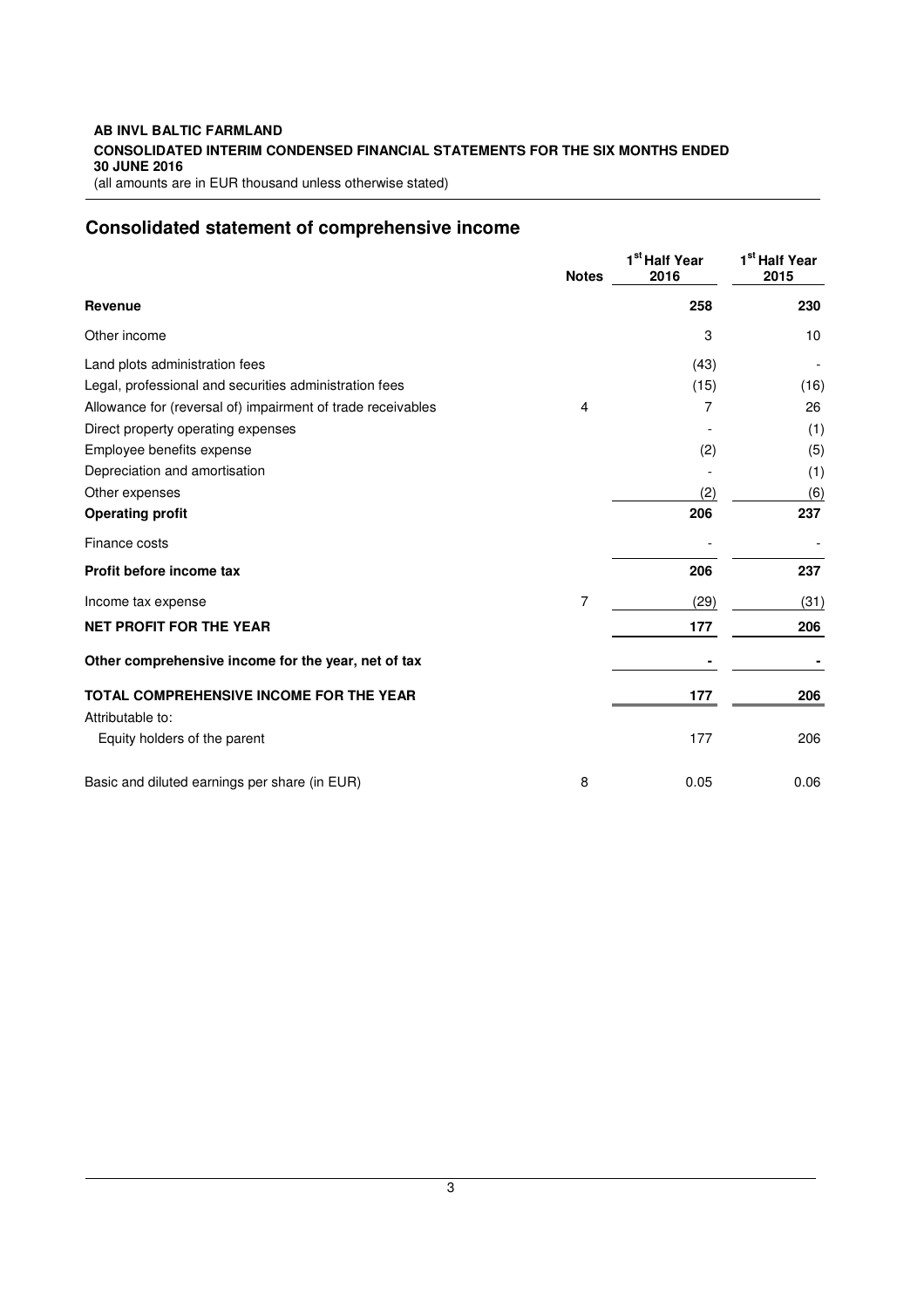**AB INVL BALTIC FARMLAND**
**CONSOLIDATED INTERIM CONDENSED FINANCIAL STATEMENTS FOR THE SIX MONTHS ENDED 30 JUNE 2016**
(all amounts are in EUR thousand unless otherwise stated)

## Consolidated statement of comprehensive income

| | Notes | 1st Half Year 2016 | 1st Half Year 2015 |
|---|---|---|---|
| **Revenue** | | **258** | **230** |
| Other income | | 3 | 10 |
| Land plots administration fees | | (43) | - |
| Legal, professional and securities administration fees | | (15) | (16) |
| Allowance for (reversal of) impairment of trade receivables | 4 | 7 | 26 |
| Direct property operating expenses | | - | (1) |
| Employee benefits expense | | (2) | (5) |
| Depreciation and amortisation | | - | (1) |
| Other expenses | | (2) | (6) |
| **Operating profit** | | **206** | **237** |
| Finance costs | | - | - |
| **Profit before income tax** | | **206** | **237** |
| Income tax expense | 7 | (29) | (31) |
| **NET PROFIT FOR THE YEAR** | | **177** | **206** |
| **Other comprehensive income for the year, net of tax** | | **-** | **-** |
| **TOTAL COMPREHENSIVE INCOME FOR THE YEAR** | | **177** | **206** |
| Attributable to: | | | |
| Equity holders of the parent | | 177 | 206 |
| Basic and diluted earnings per share (in EUR) | 8 | 0.05 | 0.06 |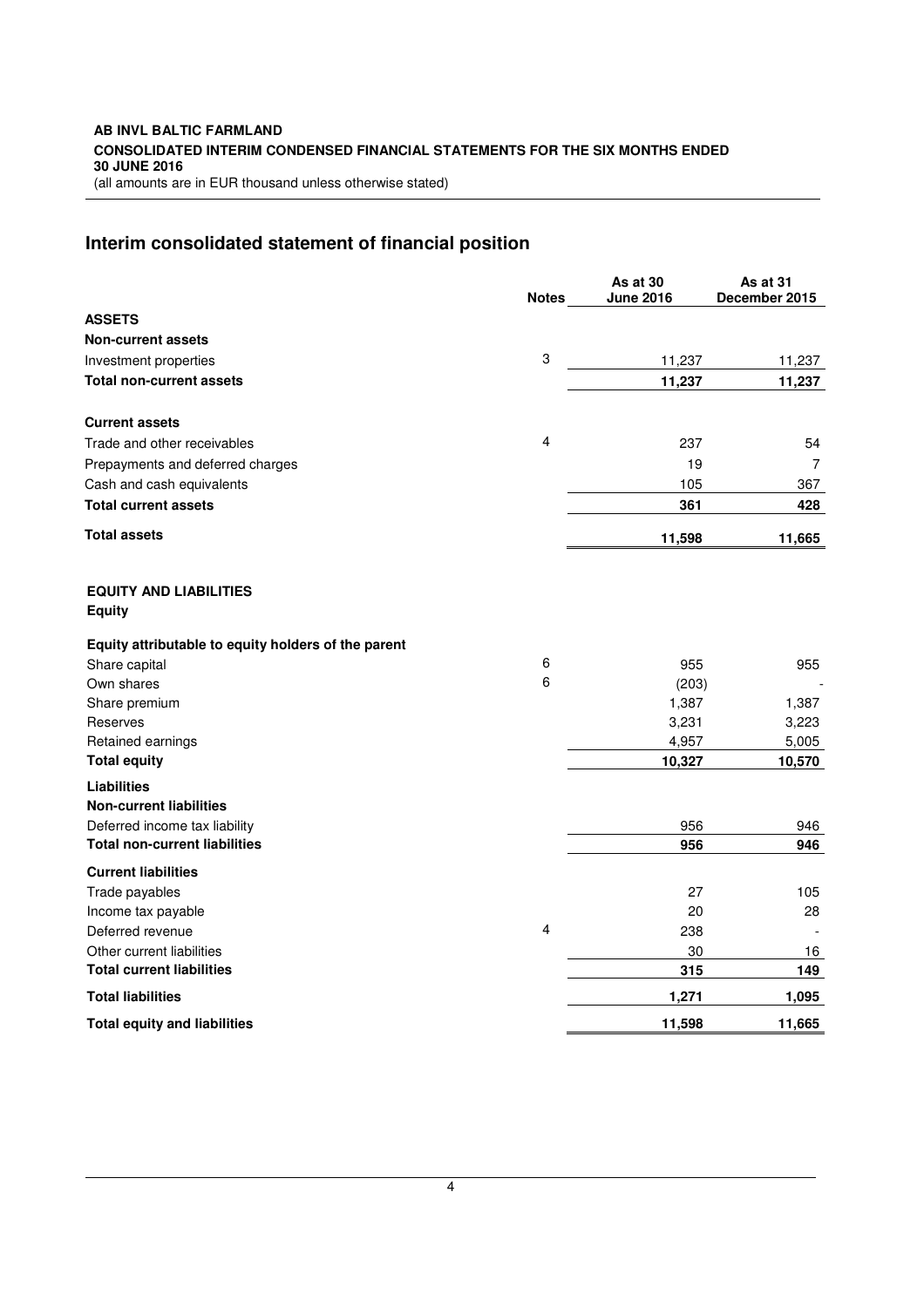**AB INVL BALTIC FARMLAND**
**CONSOLIDATED INTERIM CONDENSED FINANCIAL STATEMENTS FOR THE SIX MONTHS ENDED 30 JUNE 2016**
(all amounts are in EUR thousand unless otherwise stated)

## Interim consolidated statement of financial position

| | Notes | As at 30 June 2016 | As at 31 December 2015 |
|---|---|---|---|
| **ASSETS** | | | |
| **Non-current assets** | | | |
| Investment properties | 3 | 11,237 | 11,237 |
| **Total non-current assets** | | **11,237** | **11,237** |
| | | | |
| **Current assets** | | | |
| Trade and other receivables | 4 | 237 | 54 |
| Prepayments and deferred charges | | 19 | 7 |
| Cash and cash equivalents | | 105 | 367 |
| **Total current assets** | | **361** | **428** |
| **Total assets** | | **11,598** | **11,665** |
| | | | |
| **EQUITY AND LIABILITIES** | | | |
| **Equity** | | | |
| **Equity attributable to equity holders of the parent** | | | |
| Share capital | 6 | 955 | 955 |
| Own shares | 6 | (203) | - |
| Share premium | | 1,387 | 1,387 |
| Reserves | | 3,231 | 3,223 |
| Retained earnings | | 4,957 | 5,005 |
| **Total equity** | | **10,327** | **10,570** |
| **Liabilities** | | | |
| **Non-current liabilities** | | | |
| Deferred income tax liability | | 956 | 946 |
| **Total non-current liabilities** | | **956** | **946** |
| **Current liabilities** | | | |
| Trade payables | | 27 | 105 |
| Income tax payable | | 20 | 28 |
| Deferred revenue | 4 | 238 | - |
| Other current liabilities | | 30 | 16 |
| **Total current liabilities** | | **315** | **149** |
| **Total liabilities** | | **1,271** | **1,095** |
| **Total equity and liabilities** | | **11,598** | **11,665** |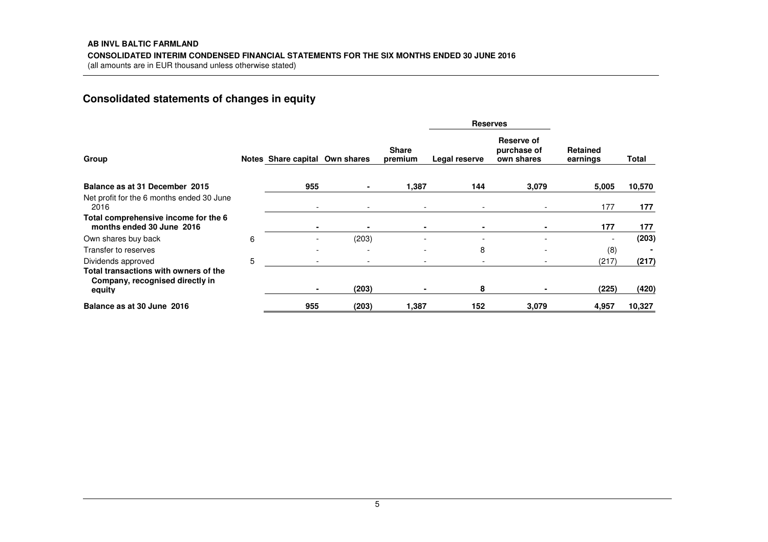**AB INVL BALTIC FARMLAND**

**CONSOLIDATED INTERIM CONDENSED FINANCIAL STATEMENTS FOR THE SIX MONTHS ENDED 30 JUNE 2016**

(all amounts are in EUR thousand unless otherwise stated)

## Consolidated statements of changes in equity

| | | | | | Reserves | | | |
|---|---|---|---|---|---|---|---|---|
| **Group** | **Notes** | **Share capital** | **Own shares** | **Share premium** | **Legal reserve** | **Reserve of purchase of own shares** | **Retained earnings** | **Total** |
| **Balance as at 31 December 2015** | | **955** | **-** | **1,387** | **144** | **3,079** | **5,005** | **10,570** |
| Net profit for the 6 months ended 30 June 2016 | | - | - | - | - | - | 177 | **177** |
| **Total comprehensive income for the 6 months ended 30 June 2016** | | **-** | **-** | **-** | **-** | **-** | **177** | **177** |
| Own shares buy back | 6 | - | (203) | - | - | - | - | **(203)** |
| Transfer to reserves | | - | - | - | 8 | - | (8) | **-** |
| Dividends approved | 5 | - | - | - | - | - | (217) | **(217)** |
| **Total transactions with owners of the Company, recognised directly in equity** | | **-** | **(203)** | **-** | **8** | **-** | **(225)** | **(420)** |
| **Balance as at 30 June 2016** | | **955** | **(203)** | **1,387** | **152** | **3,079** | **4,957** | **10,327** |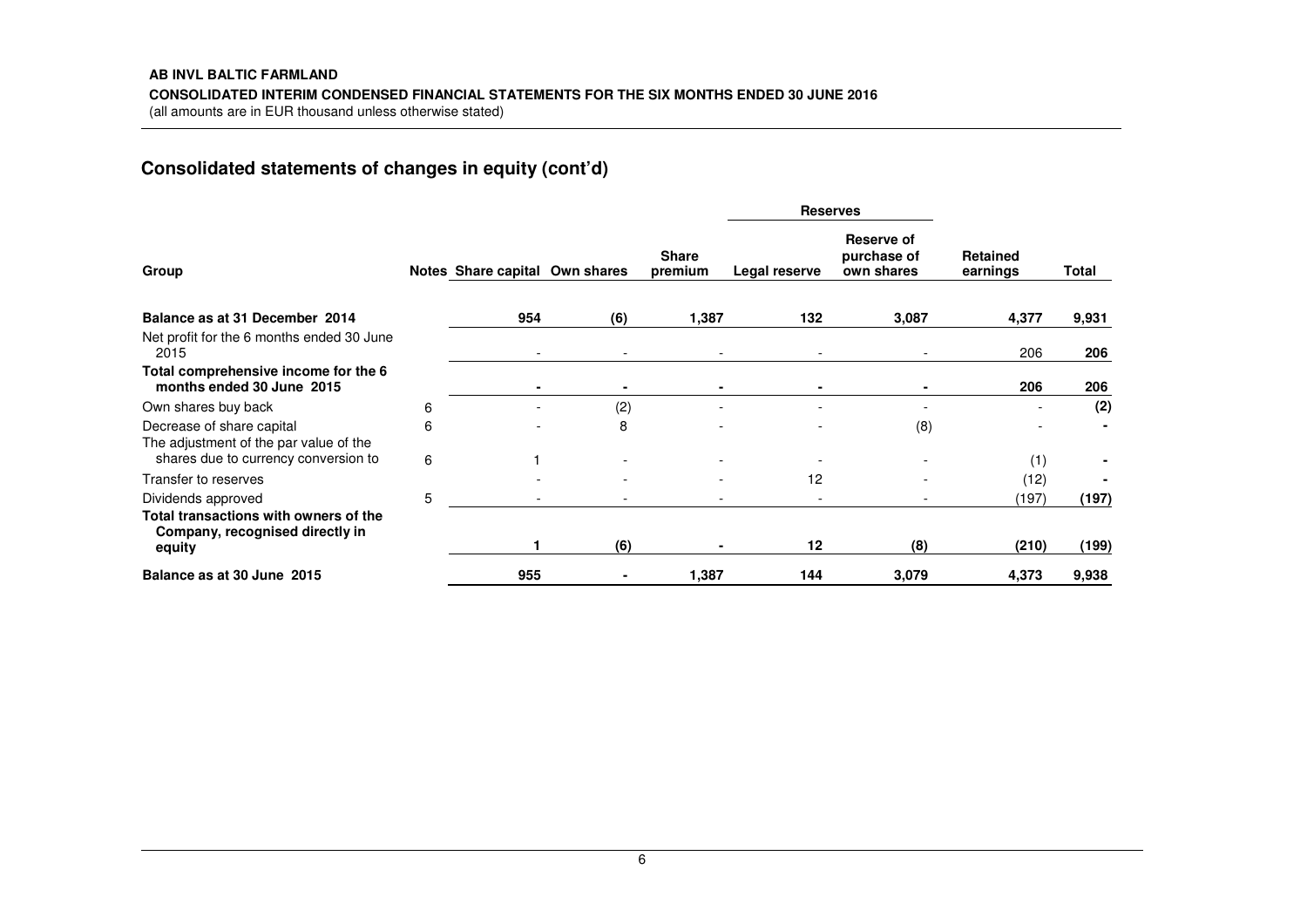**AB INVL BALTIC FARMLAND**

**CONSOLIDATED INTERIM CONDENSED FINANCIAL STATEMENTS FOR THE SIX MONTHS ENDED 30 JUNE 2016**

(all amounts are in EUR thousand unless otherwise stated)

## Consolidated statements of changes in equity (cont'd)

| Group | Notes | Share capital | Own shares | Share premium | Reserves | | Retained earnings | Total |
|---|---|---|---|---|---|---|---|---|
| | | | | | Legal reserve | Reserve of purchase of own shares | | |
| **Balance as at 31 December 2014** | | **954** | **(6)** | **1,387** | **132** | **3,087** | **4,377** | **9,931** |
| Net profit for the 6 months ended 30 June 2015 | | - | - | - | - | - | 206 | **206** |
| **Total comprehensive income for the 6 months ended 30 June 2015** | | **-** | **-** | **-** | **-** | **-** | **206** | **206** |
| Own shares buy back | 6 | - | (2) | - | - | - | - | **(2)** |
| Decrease of share capital | 6 | - | 8 | - | - | (8) | - | **-** |
| The adjustment of the par value of the shares due to currency conversion to | 6 | 1 | - | - | - | - | (1) | **-** |
| Transfer to reserves | | - | - | - | 12 | - | (12) | **-** |
| Dividends approved | 5 | - | - | - | - | - | (197) | **(197)** |
| **Total transactions with owners of the Company, recognised directly in equity** | | **1** | **(6)** | **-** | **12** | **(8)** | **(210)** | **(199)** |
| **Balance as at 30 June 2015** | | **955** | **-** | **1,387** | **144** | **3,079** | **4,373** | **9,938** |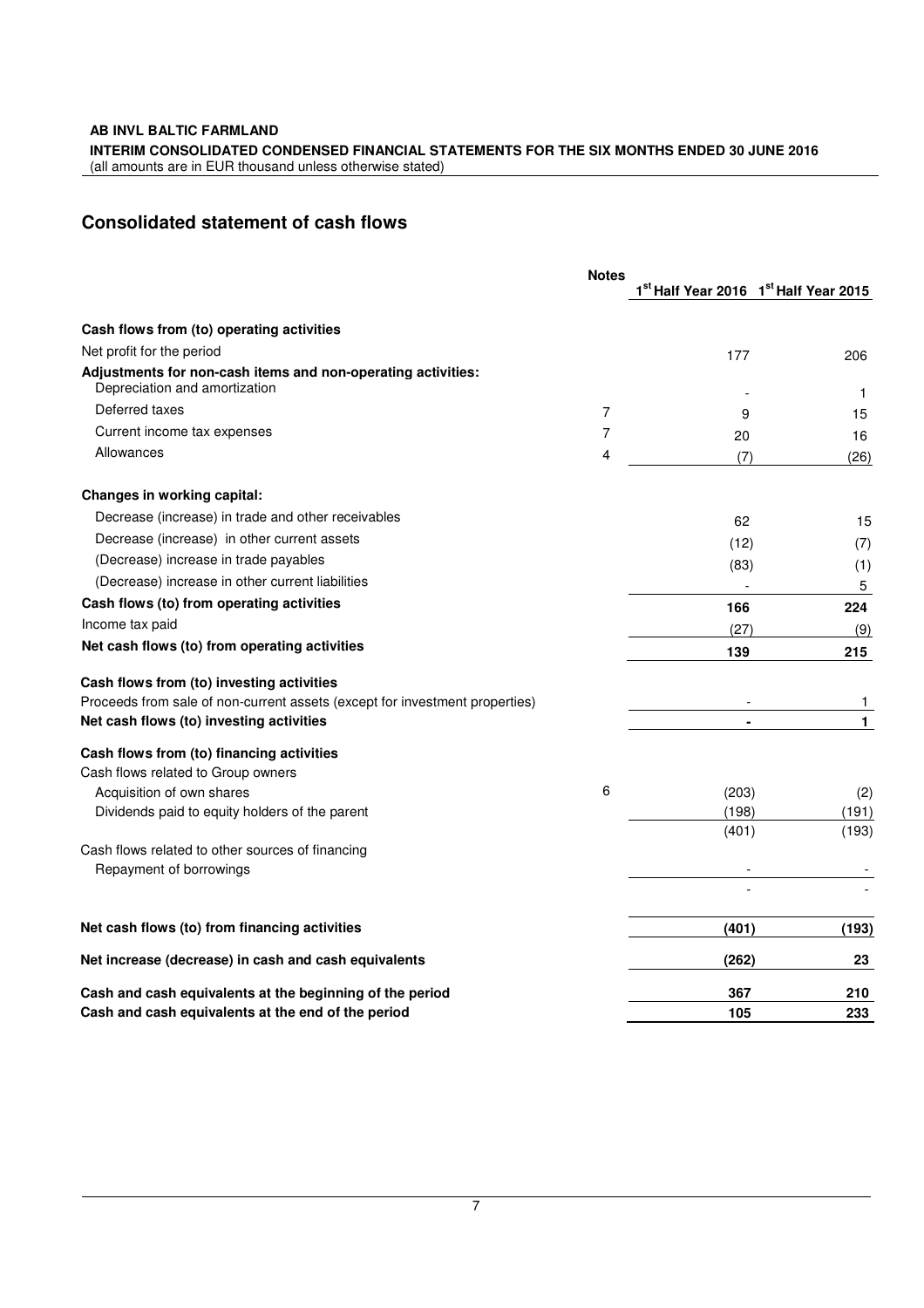**AB INVL BALTIC FARMLAND**
**INTERIM CONSOLIDATED CONDENSED FINANCIAL STATEMENTS FOR THE SIX MONTHS ENDED 30 JUNE 2016**
(all amounts are in EUR thousand unless otherwise stated)

## Consolidated statement of cash flows

| | Notes | 1st Half Year 2016 | 1st Half Year 2015 |
|---|---|---|---|
| **Cash flows from (to) operating activities** | | | |
| Net profit for the period | | 177 | 206 |
| **Adjustments for non-cash items and non-operating activities:** | | | |
| Depreciation and amortization | | - | 1 |
| Deferred taxes | 7 | 9 | 15 |
| Current income tax expenses | 7 | 20 | 16 |
| Allowances | 4 | (7) | (26) |
| **Changes in working capital:** | | | |
| Decrease (increase) in trade and other receivables | | 62 | 15 |
| Decrease (increase) in other current assets | | (12) | (7) |
| (Decrease) increase in trade payables | | (83) | (1) |
| (Decrease) increase in other current liabilities | | - | 5 |
| **Cash flows (to) from operating activities** | | **166** | **224** |
| Income tax paid | | (27) | (9) |
| **Net cash flows (to) from operating activities** | | **139** | **215** |
| **Cash flows from (to) investing activities** | | | |
| Proceeds from sale of non-current assets (except for investment properties) | | - | 1 |
| **Net cash flows (to) investing activities** | | **-** | **1** |
| **Cash flows from (to) financing activities** | | | |
| Cash flows related to Group owners | | | |
| Acquisition of own shares | 6 | (203) | (2) |
| Dividends paid to equity holders of the parent | | (198) | (191) |
| | | (401) | (193) |
| Cash flows related to other sources of financing | | | |
| Repayment of borrowings | | - | - |
| | | - | - |
| **Net cash flows (to) from financing activities** | | **(401)** | **(193)** |
| **Net increase (decrease) in cash and cash equivalents** | | **(262)** | **23** |
| **Cash and cash equivalents at the beginning of the period** | | **367** | **210** |
| **Cash and cash equivalents at the end of the period** | | **105** | **233** |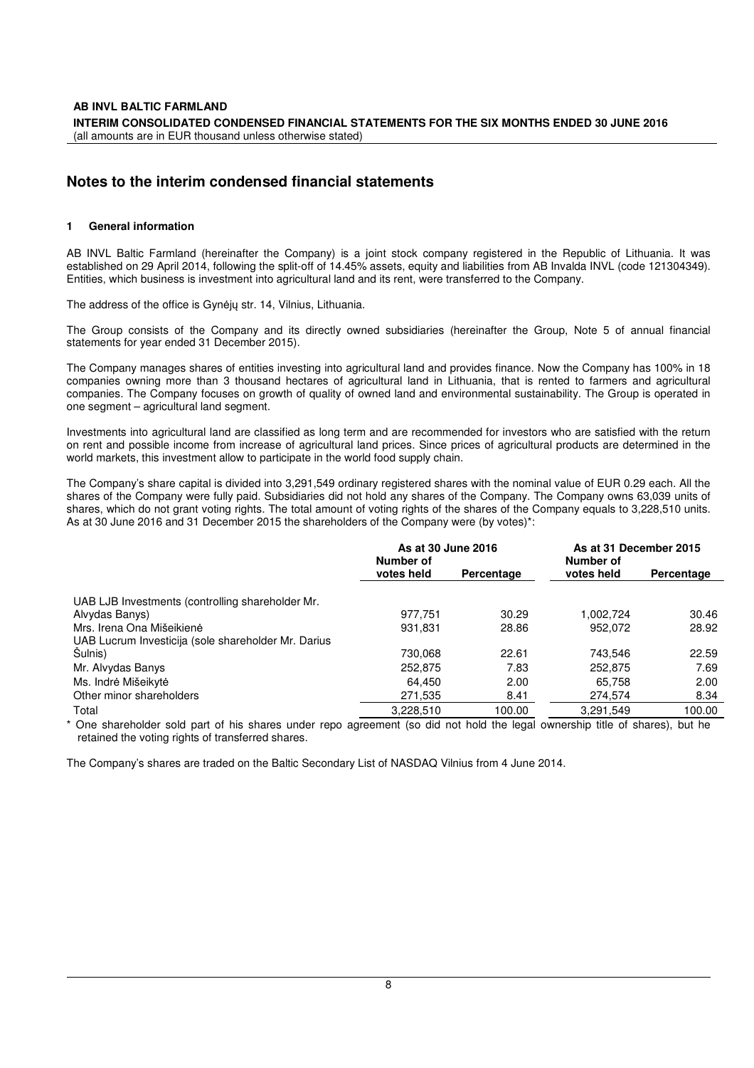# Notes to the interim condensed financial statements

## 1 General information

AB INVL Baltic Farmland (hereinafter the Company) is a joint stock company registered in the Republic of Lithuania. It was established on 29 April 2014, following the split-off of 14.45% assets, equity and liabilities from AB Invalda INVL (code 121304349). Entities, which business is investment into agricultural land and its rent, were transferred to the Company.

The address of the office is Gynėjų str. 14, Vilnius, Lithuania.

The Group consists of the Company and its directly owned subsidiaries (hereinafter the Group, Note 5 of annual financial statements for year ended 31 December 2015).

The Company manages shares of entities investing into agricultural land and provides finance. Now the Company has 100% in 18 companies owning more than 3 thousand hectares of agricultural land in Lithuania, that is rented to farmers and agricultural companies. The Company focuses on growth of quality of owned land and environmental sustainability. The Group is operated in one segment – agricultural land segment.

Investments into agricultural land are classified as long term and are recommended for investors who are satisfied with the return on rent and possible income from increase of agricultural land prices. Since prices of agricultural products are determined in the world markets, this investment allow to participate in the world food supply chain.

The Company's share capital is divided into 3,291,549 ordinary registered shares with the nominal value of EUR 0.29 each. All the shares of the Company were fully paid. Subsidiaries did not hold any shares of the Company. The Company owns 63,039 units of shares, which do not grant voting rights. The total amount of voting rights of the shares of the Company equals to 3,228,510 units. As at 30 June 2016 and 31 December 2015 the shareholders of the Company were (by votes)*:

| | As at 30 June 2016 | | As at 31 December 2015 | |
|---|---|---|---|---|
| | Number of votes held | Percentage | Number of votes held | Percentage |
| UAB LJB Investments (controlling shareholder Mr. Alvydas Banys) | 977,751 | 30.29 | 1,002,724 | 30.46 |
| Mrs. Irena Ona Mišeikienė | 931,831 | 28.86 | 952,072 | 28.92 |
| UAB Lucrum Investicija (sole shareholder Mr. Darius Šulnis) | 730,068 | 22.61 | 743,546 | 22.59 |
| Mr. Alvydas Banys | 252,875 | 7.83 | 252,875 | 7.69 |
| Ms. Indrė Mišeikytė | 64,450 | 2.00 | 65,758 | 2.00 |
| Other minor shareholders | 271,535 | 8.41 | 274,574 | 8.34 |
| Total | 3,228,510 | 100.00 | 3,291,549 | 100.00 |

\* One shareholder sold part of his shares under repo agreement (so did not hold the legal ownership title of shares), but he retained the voting rights of transferred shares.

The Company's shares are traded on the Baltic Secondary List of NASDAQ Vilnius from 4 June 2014.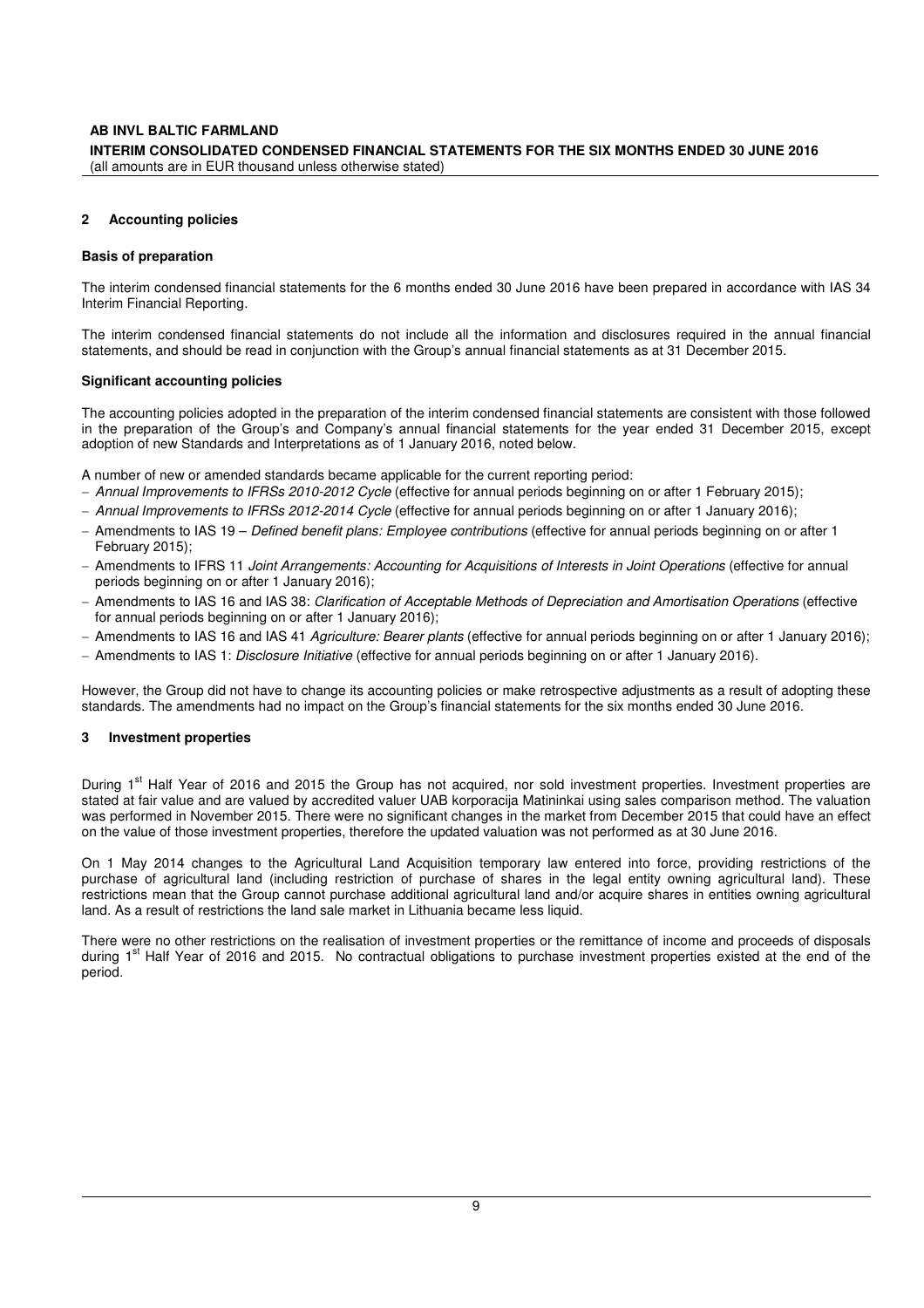## 2 Accounting policies

### Basis of preparation

The interim condensed financial statements for the 6 months ended 30 June 2016 have been prepared in accordance with IAS 34 Interim Financial Reporting.

The interim condensed financial statements do not include all the information and disclosures required in the annual financial statements, and should be read in conjunction with the Group's annual financial statements as at 31 December 2015.

### Significant accounting policies

The accounting policies adopted in the preparation of the interim condensed financial statements are consistent with those followed in the preparation of the Group's and Company's annual financial statements for the year ended 31 December 2015, except adoption of new Standards and Interpretations as of 1 January 2016, noted below.

A number of new or amended standards became applicable for the current reporting period:

- *Annual Improvements to IFRSs 2010-2012 Cycle* (effective for annual periods beginning on or after 1 February 2015);
- *Annual Improvements to IFRSs 2012-2014 Cycle* (effective for annual periods beginning on or after 1 January 2016);
- Amendments to IAS 19 – *Defined benefit plans: Employee contributions* (effective for annual periods beginning on or after 1 February 2015);
- Amendments to IFRS 11 *Joint Arrangements: Accounting for Acquisitions of Interests in Joint Operations* (effective for annual periods beginning on or after 1 January 2016);
- Amendments to IAS 16 and IAS 38: *Clarification of Acceptable Methods of Depreciation and Amortisation Operations* (effective for annual periods beginning on or after 1 January 2016);
- Amendments to IAS 16 and IAS 41 *Agriculture: Bearer plants* (effective for annual periods beginning on or after 1 January 2016);
- Amendments to IAS 1: *Disclosure Initiative* (effective for annual periods beginning on or after 1 January 2016).

However, the Group did not have to change its accounting policies or make retrospective adjustments as a result of adopting these standards. The amendments had no impact on the Group's financial statements for the six months ended 30 June 2016.

## 3 Investment properties

During 1st Half Year of 2016 and 2015 the Group has not acquired, nor sold investment properties. Investment properties are stated at fair value and are valued by accredited valuer UAB korporacija Matininkai using sales comparison method. The valuation was performed in November 2015. There were no significant changes in the market from December 2015 that could have an effect on the value of those investment properties, therefore the updated valuation was not performed as at 30 June 2016.

On 1 May 2014 changes to the Agricultural Land Acquisition temporary law entered into force, providing restrictions of the purchase of agricultural land (including restriction of purchase of shares in the legal entity owning agricultural land). These restrictions mean that the Group cannot purchase additional agricultural land and/or acquire shares in entities owning agricultural land. As a result of restrictions the land sale market in Lithuania became less liquid.

There were no other restrictions on the realisation of investment properties or the remittance of income and proceeds of disposals during 1st Half Year of 2016 and 2015. No contractual obligations to purchase investment properties existed at the end of the period.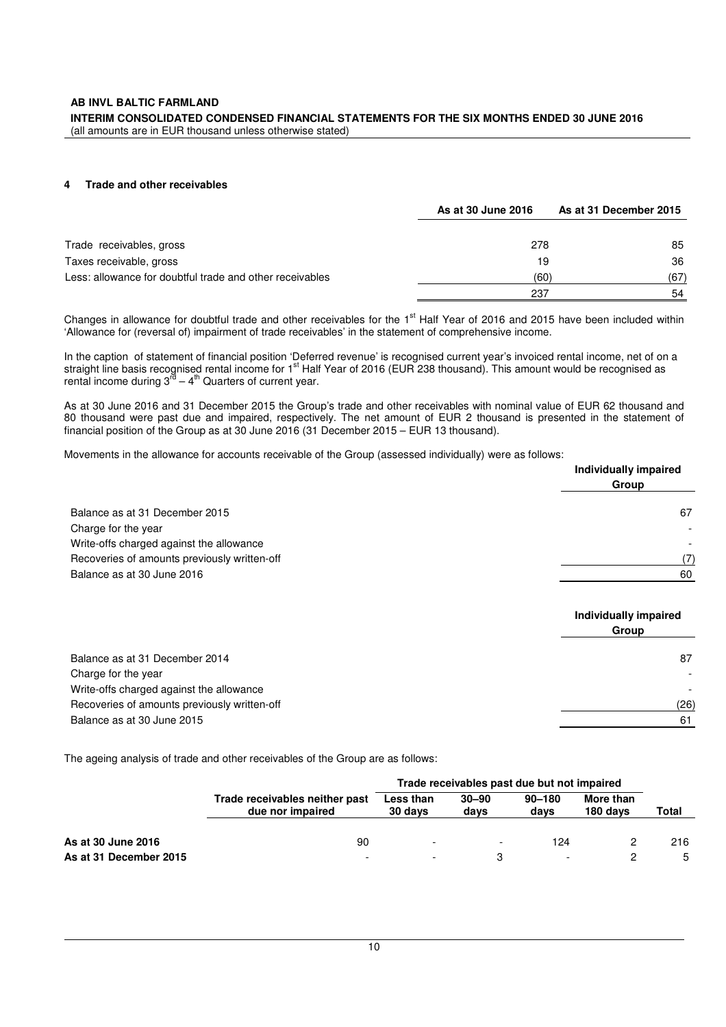## 4 Trade and other receivables

| | As at 30 June 2016 | As at 31 December 2015 |
|---|---|---|
| Trade receivables, gross | 278 | 85 |
| Taxes receivable, gross | 19 | 36 |
| Less: allowance for doubtful trade and other receivables | (60) | (67) |
| | 237 | 54 |

Changes in allowance for doubtful trade and other receivables for the 1st Half Year of 2016 and 2015 have been included within 'Allowance for (reversal of) impairment of trade receivables' in the statement of comprehensive income.

In the caption of statement of financial position 'Deferred revenue' is recognised current year's invoiced rental income, net of on a straight line basis recognised rental income for 1st Half Year of 2016 (EUR 238 thousand). This amount would be recognised as rental income during 3rd – 4th Quarters of current year.

As at 30 June 2016 and 31 December 2015 the Group's trade and other receivables with nominal value of EUR 62 thousand and 80 thousand were past due and impaired, respectively. The net amount of EUR 2 thousand is presented in the statement of financial position of the Group as at 30 June 2016 (31 December 2015 – EUR 13 thousand).

Movements in the allowance for accounts receivable of the Group (assessed individually) were as follows:

| | Individually impaired Group |
|---|---|
| Balance as at 31 December 2015 | 67 |
| Charge for the year | - |
| Write-offs charged against the allowance | - |
| Recoveries of amounts previously written-off | (7) |
| Balance as at 30 June 2016 | 60 |

| | Individually impaired Group |
|---|---|
| Balance as at 31 December 2014 | 87 |
| Charge for the year | - |
| Write-offs charged against the allowance | - |
| Recoveries of amounts previously written-off | (26) |
| Balance as at 30 June 2015 | 61 |

The ageing analysis of trade and other receivables of the Group are as follows:

| | Trade receivables neither past due nor impaired | Trade receivables past due but not impaired | | | | Total |
|---|---|---|---|---|---|---|
| | | Less than 30 days | 30–90 days | 90–180 days | More than 180 days | |
| **As at 30 June 2016** | 90 | - | - | 124 | 2 | 216 |
| **As at 31 December 2015** | - | - | 3 | - | 2 | 5 |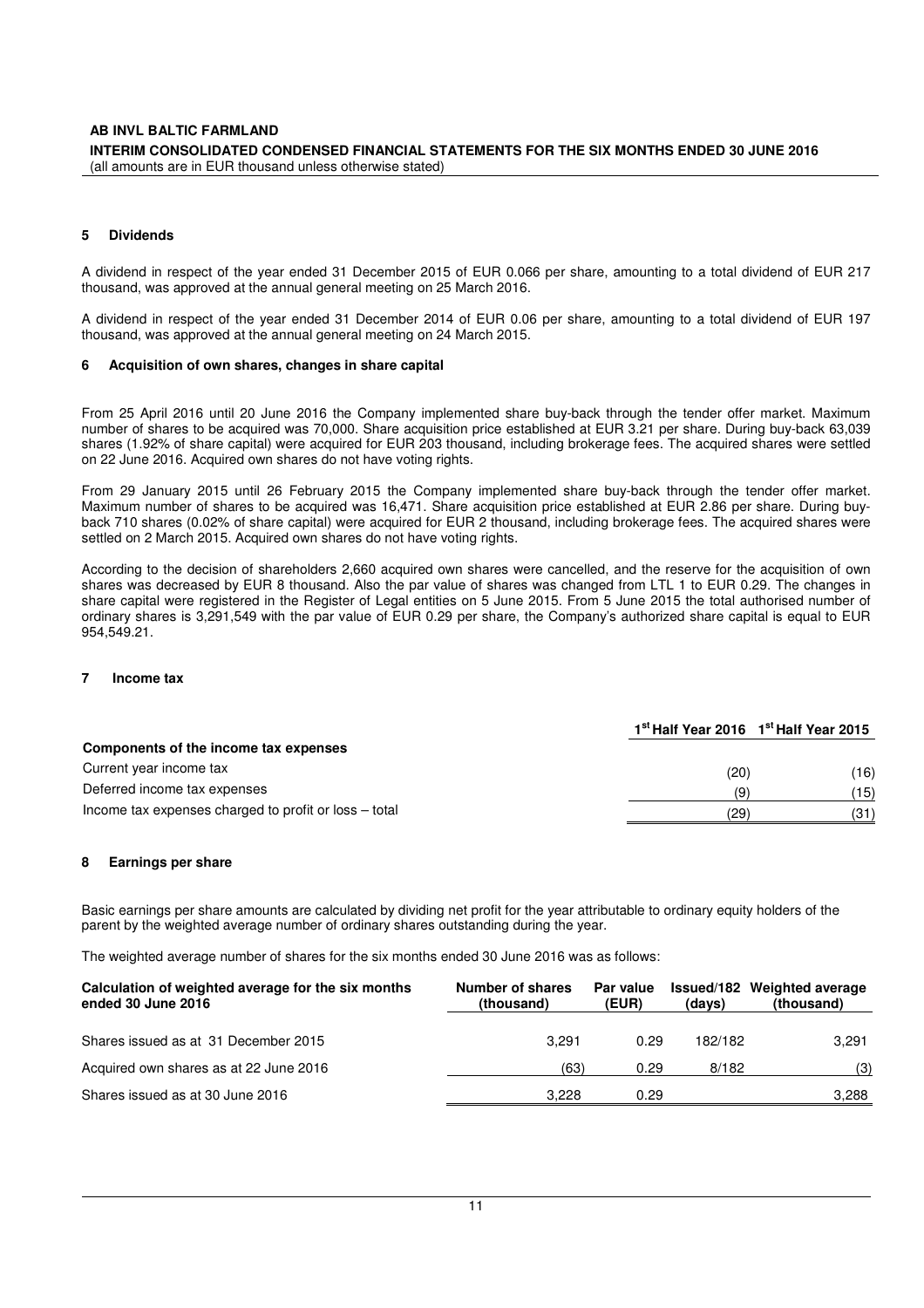## 5 Dividends

A dividend in respect of the year ended 31 December 2015 of EUR 0.066 per share, amounting to a total dividend of EUR 217 thousand, was approved at the annual general meeting on 25 March 2016.

A dividend in respect of the year ended 31 December 2014 of EUR 0.06 per share, amounting to a total dividend of EUR 197 thousand, was approved at the annual general meeting on 24 March 2015.

## 6 Acquisition of own shares, changes in share capital

From 25 April 2016 until 20 June 2016 the Company implemented share buy-back through the tender offer market. Maximum number of shares to be acquired was 70,000. Share acquisition price established at EUR 3.21 per share. During buy-back 63,039 shares (1.92% of share capital) were acquired for EUR 203 thousand, including brokerage fees. The acquired shares were settled on 22 June 2016. Acquired own shares do not have voting rights.

From 29 January 2015 until 26 February 2015 the Company implemented share buy-back through the tender offer market. Maximum number of shares to be acquired was 16,471. Share acquisition price established at EUR 2.86 per share. During buy-back 710 shares (0.02% of share capital) were acquired for EUR 2 thousand, including brokerage fees. The acquired shares were settled on 2 March 2015. Acquired own shares do not have voting rights.

According to the decision of shareholders 2,660 acquired own shares were cancelled, and the reserve for the acquisition of own shares was decreased by EUR 8 thousand. Also the par value of shares was changed from LTL 1 to EUR 0.29. The changes in share capital were registered in the Register of Legal entities on 5 June 2015. From 5 June 2015 the total authorised number of ordinary shares is 3,291,549 with the par value of EUR 0.29 per share, the Company's authorized share capital is equal to EUR 954,549.21.

## 7 Income tax

| | 1st Half Year 2016 | 1st Half Year 2015 |
|---|---|---|
| **Components of the income tax expenses** | | |
| Current year income tax | (20) | (16) |
| Deferred income tax expenses | (9) | (15) |
| Income tax expenses charged to profit or loss – total | (29) | (31) |

## 8 Earnings per share

Basic earnings per share amounts are calculated by dividing net profit for the year attributable to ordinary equity holders of the parent by the weighted average number of ordinary shares outstanding during the year.

The weighted average number of shares for the six months ended 30 June 2016 was as follows:

| Calculation of weighted average for the six months ended 30 June 2016 | Number of shares (thousand) | Par value (EUR) | Issued/182 (days) | Weighted average (thousand) |
|---|---|---|---|---|
| Shares issued as at 31 December 2015 | 3,291 | 0.29 | 182/182 | 3,291 |
| Acquired own shares as at 22 June 2016 | (63) | 0.29 | 8/182 | (3) |
| Shares issued as at 30 June 2016 | 3,228 | 0.29 | | 3,288 |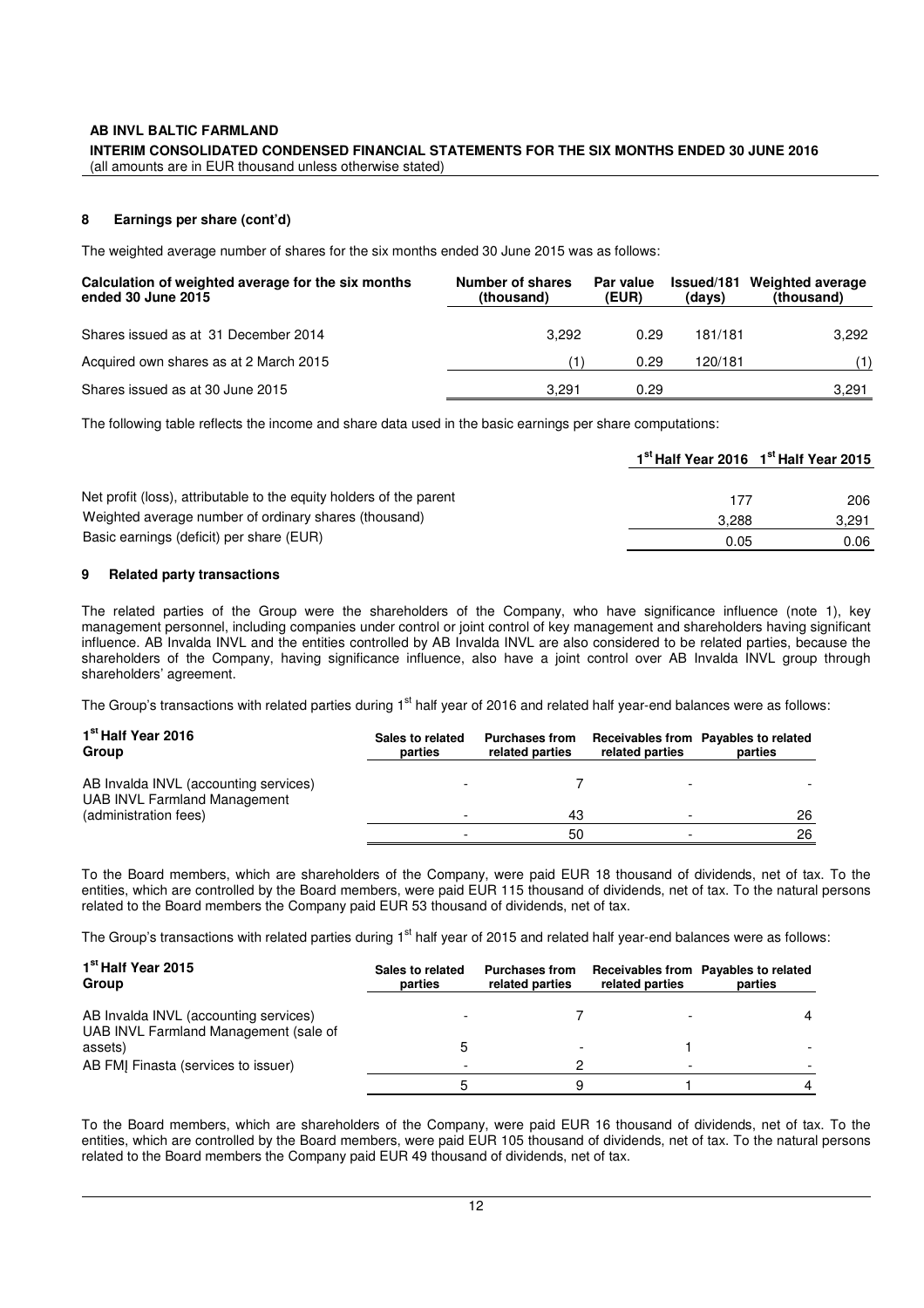## 8 Earnings per share (cont'd)

The weighted average number of shares for the six months ended 30 June 2015 was as follows:

| Calculation of weighted average for the six months ended 30 June 2015 | Number of shares (thousand) | Par value (EUR) | Issued/181 (days) | Weighted average (thousand) |
|---|---|---|---|---|
| Shares issued as at 31 December 2014 | 3,292 | 0.29 | 181/181 | 3,292 |
| Acquired own shares as at 2 March 2015 | (1) | 0.29 | 120/181 | (1) |
| Shares issued as at 30 June 2015 | 3,291 | 0.29 | | 3,291 |

The following table reflects the income and share data used in the basic earnings per share computations:

| | 1st Half Year 2016 | 1st Half Year 2015 |
|---|---|---|
| Net profit (loss), attributable to the equity holders of the parent | 177 | 206 |
| Weighted average number of ordinary shares (thousand) | 3,288 | 3,291 |
| Basic earnings (deficit) per share (EUR) | 0.05 | 0.06 |

## 9 Related party transactions

The related parties of the Group were the shareholders of the Company, who have significance influence (note 1), key management personnel, including companies under control or joint control of key management and shareholders having significant influence. AB Invalda INVL and the entities controlled by AB Invalda INVL are also considered to be related parties, because the shareholders of the Company, having significance influence, also have a joint control over AB Invalda INVL group through shareholders' agreement.

The Group's transactions with related parties during 1st half year of 2016 and related half year-end balances were as follows:

| 1st Half Year 2016 Group | Sales to related parties | Purchases from related parties | Receivables from related parties | Payables to related parties |
|---|---|---|---|---|
| AB Invalda INVL (accounting services) | - | 7 | - | - |
| UAB INVL Farmland Management (administration fees) | - | 43 | - | 26 |
| | - | 50 | - | 26 |

To the Board members, which are shareholders of the Company, were paid EUR 18 thousand of dividends, net of tax. To the entities, which are controlled by the Board members, were paid EUR 115 thousand of dividends, net of tax. To the natural persons related to the Board members the Company paid EUR 53 thousand of dividends, net of tax.

The Group's transactions with related parties during 1st half year of 2015 and related half year-end balances were as follows:

| 1st Half Year 2015 Group | Sales to related parties | Purchases from related parties | Receivables from related parties | Payables to related parties |
|---|---|---|---|---|
| AB Invalda INVL (accounting services) | - | 7 | - | 4 |
| UAB INVL Farmland Management (sale of assets) | 5 | - | 1 | - |
| AB FMĮ Finasta (services to issuer) | - | 2 | - | - |
| | 5 | 9 | 1 | 4 |

To the Board members, which are shareholders of the Company, were paid EUR 16 thousand of dividends, net of tax. To the entities, which are controlled by the Board members, were paid EUR 105 thousand of dividends, net of tax. To the natural persons related to the Board members the Company paid EUR 49 thousand of dividends, net of tax.